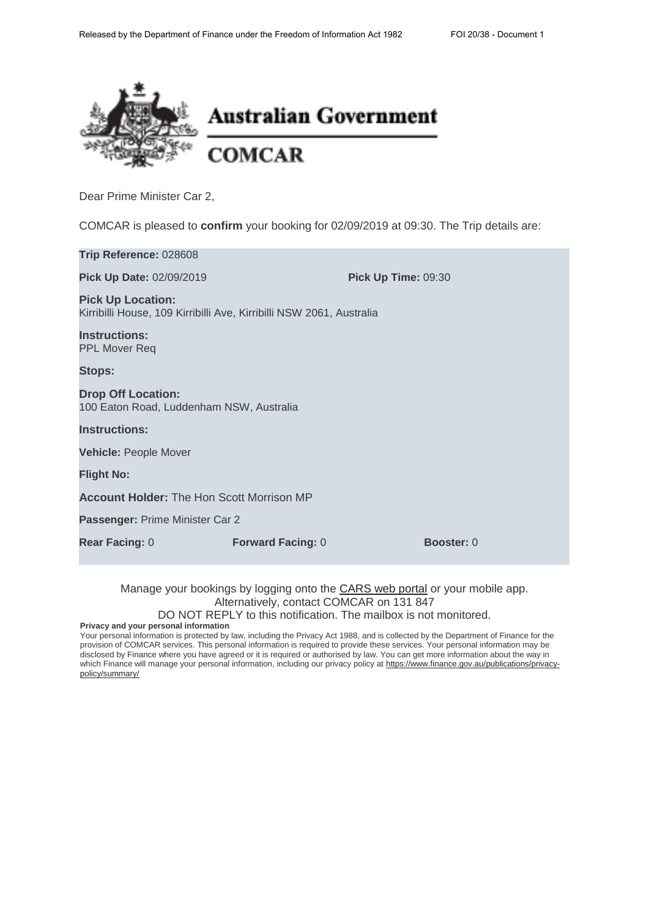**Australian Government**

**COMCAR**

Dear Prime Minister Car 2,

COMCAR is pleased to **confirm** your booking for 02/09/2019 at 09:30. The Trip details are:

**Trip Reference:** 028608

**Pick Up Date:** 02/09/2019 **Pick Up Time:** 09:30

**Pick Up Location:**
Kirribilli House, 109 Kirribilli Ave, Kirribilli NSW 2061, Australia

**Instructions:**
PPL Mover Req

**Stops:**

**Drop Off Location:**
100 Eaton Road, Luddenham NSW, Australia

**Instructions:**

**Vehicle:** People Mover

**Flight No:**

**Account Holder:** The Hon Scott Morrison MP

**Passenger:** Prime Minister Car 2

**Rear Facing:** 0 **Forward Facing:** 0 **Booster:** 0

Manage your bookings by logging onto the CARS web portal or your mobile app.
Alternatively, contact COMCAR on 131 847
DO NOT REPLY to this notification. The mailbox is not monitored.

**Privacy and your personal information**

Your personal information is protected by law, including the Privacy Act 1988, and is collected by the Department of Finance for the provision of COMCAR services. This personal information is required to provide these services. Your personal information may be disclosed by Finance where you have agreed or it is required or authorised by law. You can get more information about the way in which Finance will manage your personal information, including our privacy policy at https://www.finance.gov.au/publications/privacy-policy/summary/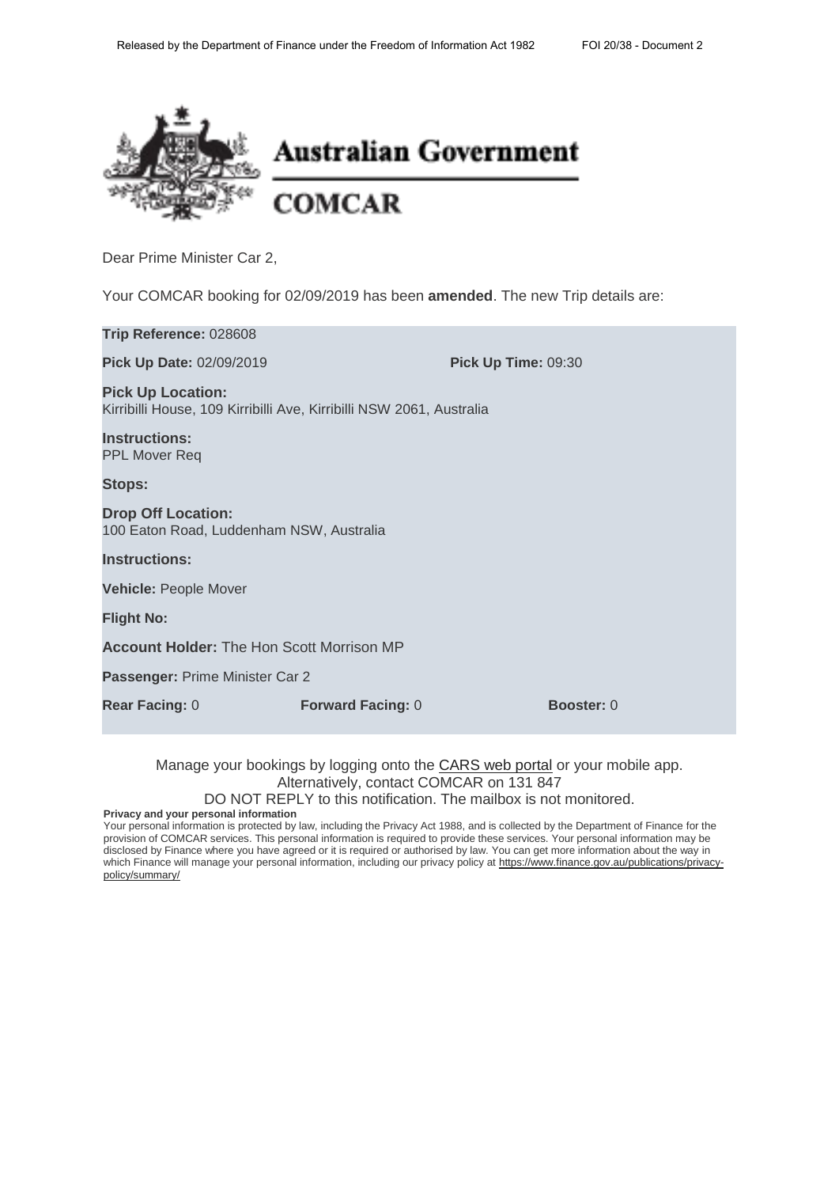**Australian Government**

**COMCAR**

Dear Prime Minister Car 2,

Your COMCAR booking for 02/09/2019 has been **amended**. The new Trip details are:

**Trip Reference:** 028608

**Pick Up Date:** 02/09/2019 **Pick Up Time:** 09:30

**Pick Up Location:**
Kirribilli House, 109 Kirribilli Ave, Kirribilli NSW 2061, Australia

**Instructions:**
PPL Mover Req

**Stops:**

**Drop Off Location:**
100 Eaton Road, Luddenham NSW, Australia

**Instructions:**

**Vehicle:** People Mover

**Flight No:**

**Account Holder:** The Hon Scott Morrison MP

**Passenger:** Prime Minister Car 2

**Rear Facing:** 0 **Forward Facing:** 0 **Booster:** 0

Manage your bookings by logging onto the CARS web portal or your mobile app.
Alternatively, contact COMCAR on 131 847
DO NOT REPLY to this notification. The mailbox is not monitored.

**Privacy and your personal information**

Your personal information is protected by law, including the Privacy Act 1988, and is collected by the Department of Finance for the provision of COMCAR services. This personal information is required to provide these services. Your personal information may be disclosed by Finance where you have agreed or it is required or authorised by law. You can get more information about the way in which Finance will manage your personal information, including our privacy policy at https://www.finance.gov.au/publications/privacy-policy/summary/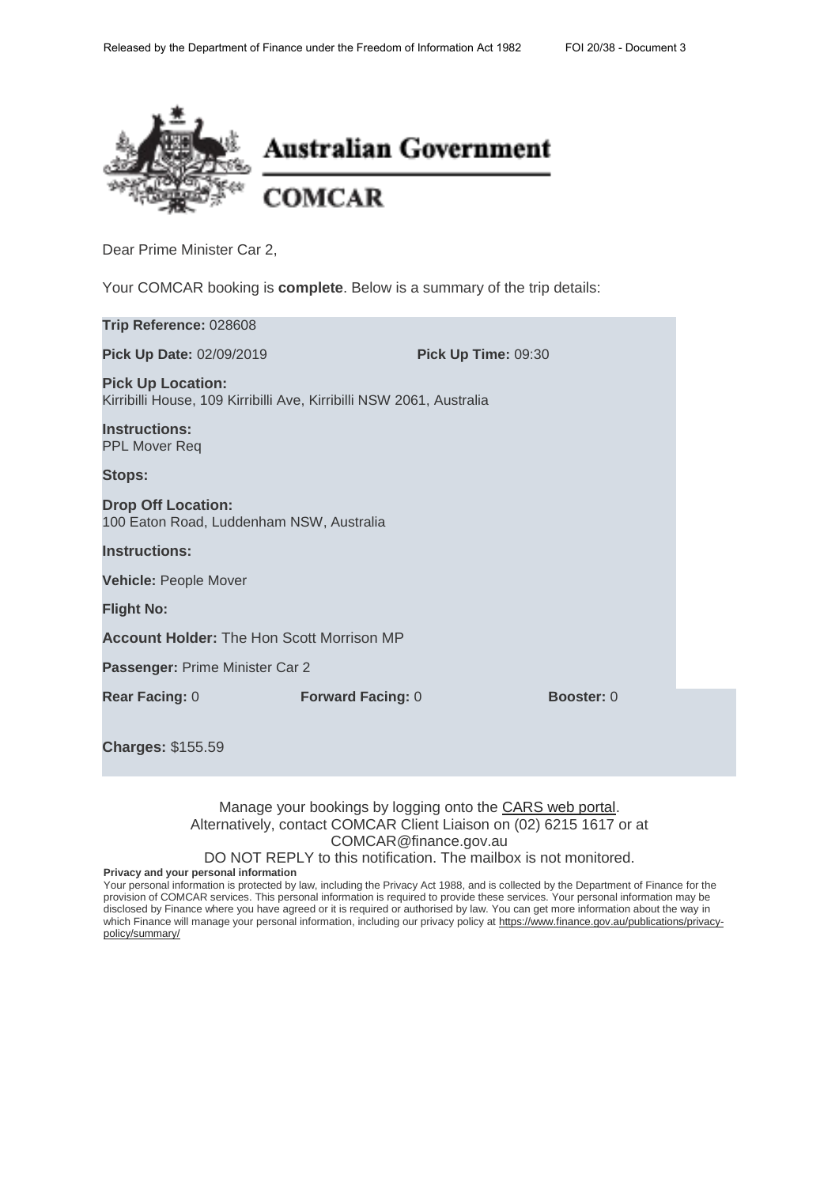**Australian Government**

**COMCAR**

Dear Prime Minister Car 2,

Your COMCAR booking is **complete**. Below is a summary of the trip details:

**Trip Reference:** 028608

**Pick Up Date:** 02/09/2019 **Pick Up Time:** 09:30

**Pick Up Location:**
Kirribilli House, 109 Kirribilli Ave, Kirribilli NSW 2061, Australia

**Instructions:**
PPL Mover Req

**Stops:**

**Drop Off Location:**
100 Eaton Road, Luddenham NSW, Australia

**Instructions:**

**Vehicle:** People Mover

**Flight No:**

**Account Holder:** The Hon Scott Morrison MP

**Passenger:** Prime Minister Car 2

**Rear Facing:** 0 **Forward Facing:** 0 **Booster:** 0

**Charges:** $155.59

Manage your bookings by logging onto the CARS web portal.
Alternatively, contact COMCAR Client Liaison on (02) 6215 1617 or at COMCAR@finance.gov.au
DO NOT REPLY to this notification. The mailbox is not monitored.

**Privacy and your personal information**

Your personal information is protected by law, including the Privacy Act 1988, and is collected by the Department of Finance for the provision of COMCAR services. This personal information is required to provide these services. Your personal information may be disclosed by Finance where you have agreed or it is required or authorised by law. You can get more information about the way in which Finance will manage your personal information, including our privacy policy at https://www.finance.gov.au/publications/privacy-policy/summary/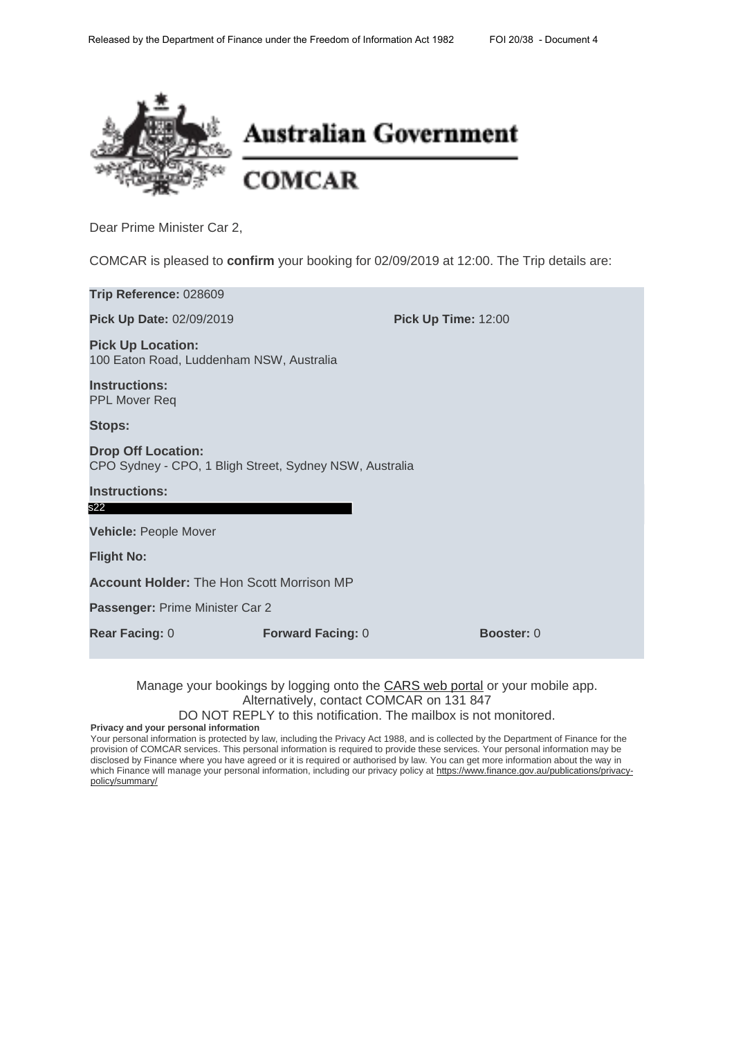# Australian Government

## COMCAR

Dear Prime Minister Car 2,

COMCAR is pleased to **confirm** your booking for 02/09/2019 at 12:00. The Trip details are:

**Trip Reference:** 028609

**Pick Up Date:** 02/09/2019 **Pick Up Time:** 12:00

**Pick Up Location:**
100 Eaton Road, Luddenham NSW, Australia

**Instructions:**
PPL Mover Req

**Stops:**

**Drop Off Location:**
CPO Sydney - CPO, 1 Bligh Street, Sydney NSW, Australia

**Instructions:**
s22

**Vehicle:** People Mover

**Flight No:**

**Account Holder:** The Hon Scott Morrison MP

**Passenger:** Prime Minister Car 2

**Rear Facing:** 0 **Forward Facing:** 0 **Booster:** 0

Manage your bookings by logging onto the CARS web portal or your mobile app.
Alternatively, contact COMCAR on 131 847
DO NOT REPLY to this notification. The mailbox is not monitored.

**Privacy and your personal information**

Your personal information is protected by law, including the Privacy Act 1988, and is collected by the Department of Finance for the provision of COMCAR services. This personal information is required to provide these services. Your personal information may be disclosed by Finance where you have agreed or it is required or authorised by law. You can get more information about the way in which Finance will manage your personal information, including our privacy policy at https://www.finance.gov.au/publications/privacy-policy/summary/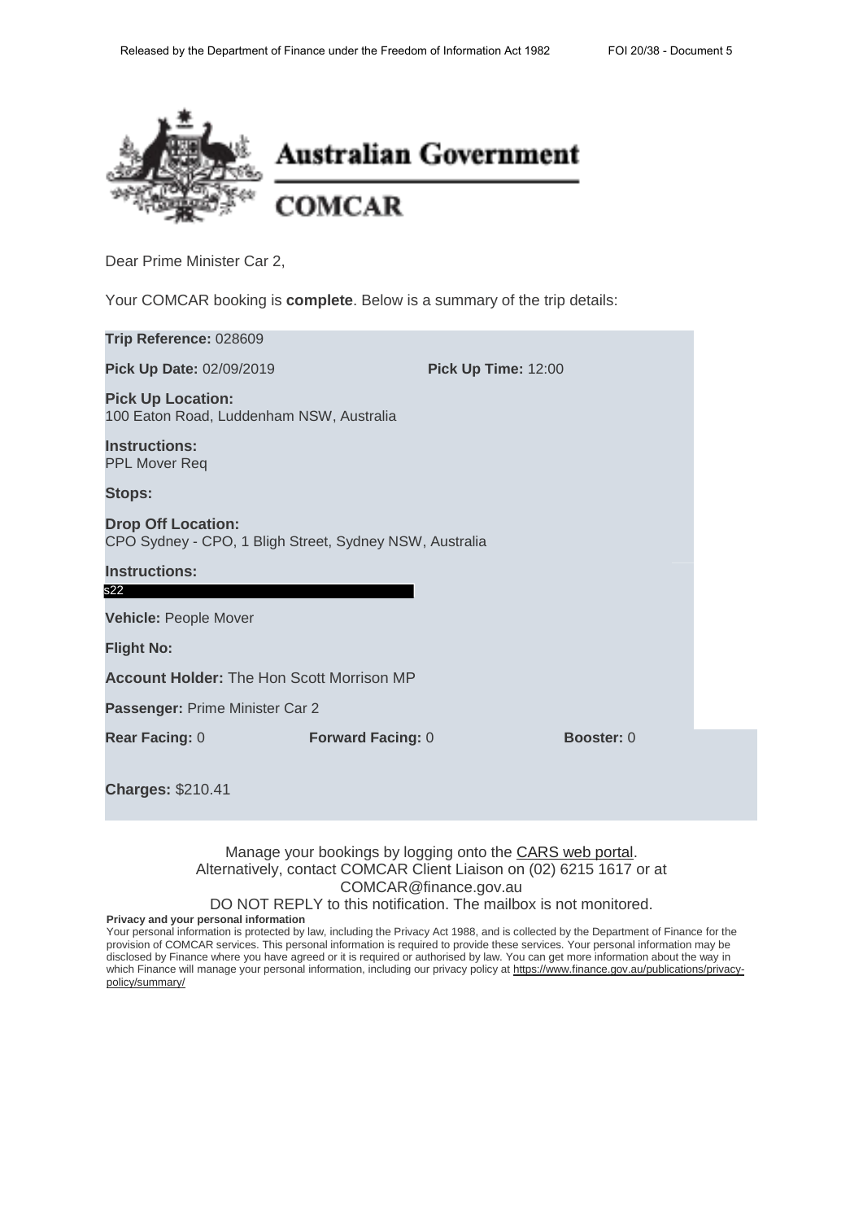Australian Government

COMCAR

Dear Prime Minister Car 2,

Your COMCAR booking is **complete**. Below is a summary of the trip details:

**Trip Reference:** 028609

**Pick Up Date:** 02/09/2019 **Pick Up Time:** 12:00

**Pick Up Location:**
100 Eaton Road, Luddenham NSW, Australia

**Instructions:**
PPL Mover Req

**Stops:**

**Drop Off Location:**
CPO Sydney - CPO, 1 Bligh Street, Sydney NSW, Australia

**Instructions:**
s22

**Vehicle:** People Mover

**Flight No:**

**Account Holder:** The Hon Scott Morrison MP

**Passenger:** Prime Minister Car 2

**Rear Facing:** 0 **Forward Facing:** 0 **Booster:** 0

**Charges:** $210.41

Manage your bookings by logging onto the CARS web portal.
Alternatively, contact COMCAR Client Liaison on (02) 6215 1617 or at COMCAR@finance.gov.au
DO NOT REPLY to this notification. The mailbox is not monitored.

**Privacy and your personal information**

Your personal information is protected by law, including the Privacy Act 1988, and is collected by the Department of Finance for the provision of COMCAR services. This personal information is required to provide these services. Your personal information may be disclosed by Finance where you have agreed or it is required or authorised by law. You can get more information about the way in which Finance will manage your personal information, including our privacy policy at https://www.finance.gov.au/publications/privacy-policy/summary/